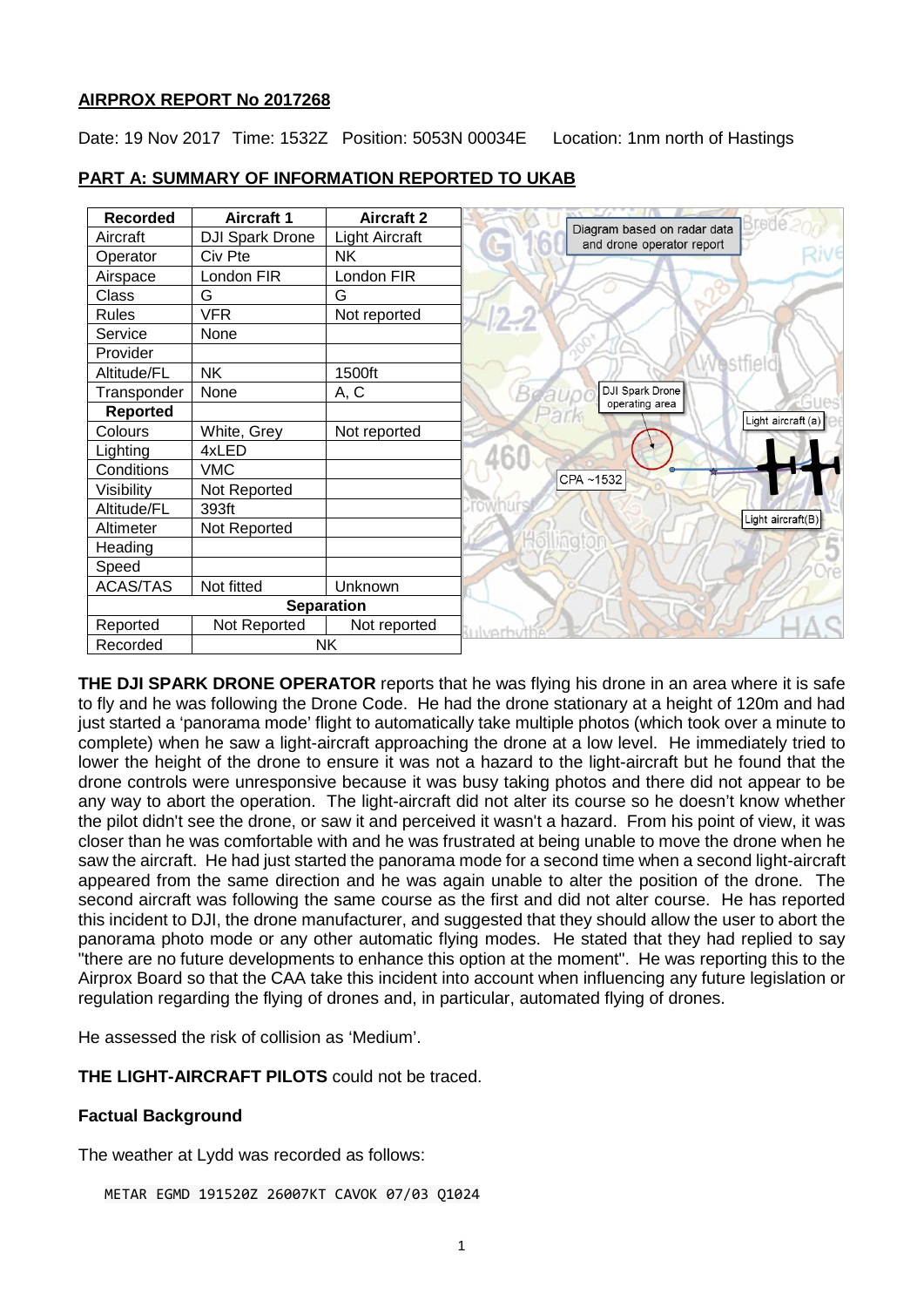**AIRPROX REPORT No 2017268**

Date: 19 Nov 2017 Time: 1532Z Position: 5053N 00034E Location: 1nm north of Hastings

**PART A: SUMMARY OF INFORMATION REPORTED TO UKAB**

| Recorded | Aircraft 1 | Aircraft 2 |
|---|---|---|
| Aircraft | DJI Spark Drone | Light Aircraft |
| Operator | Civ Pte | NK |
| Airspace | London FIR | London FIR |
| Class | G | G |
| Rules | VFR | Not reported |
| Service | None | |
| Provider | | |
| Altitude/FL | NK | 1500ft |
| Transponder | None | A, C |
| **Reported** | | |
| Colours | White, Grey | Not reported |
| Lighting | 4xLED | |
| Conditions | VMC | |
| Visibility | Not Reported | |
| Altitude/FL | 393ft | |
| Altimeter | Not Reported | |
| Heading | | |
| Speed | | |
| ACAS/TAS | Not fitted | Unknown |
| **Separation** | | |
| Reported | Not Reported | Not reported |
| Recorded | NK | |

Diagram based on radar data and drone operator report

DJI Spark Drone operating area

Light aircraft (a)

Light aircraft(B)

CPA ~1532

**THE DJI SPARK DRONE OPERATOR** reports that he was flying his drone in an area where it is safe to fly and he was following the Drone Code. He had the drone stationary at a height of 120m and had just started a 'panorama mode' flight to automatically take multiple photos (which took over a minute to complete) when he saw a light-aircraft approaching the drone at a low level. He immediately tried to lower the height of the drone to ensure it was not a hazard to the light-aircraft but he found that the drone controls were unresponsive because it was busy taking photos and there did not appear to be any way to abort the operation. The light-aircraft did not alter its course so he doesn't know whether the pilot didn't see the drone, or saw it and perceived it wasn't a hazard. From his point of view, it was closer than he was comfortable with and he was frustrated at being unable to move the drone when he saw the aircraft. He had just started the panorama mode for a second time when a second light-aircraft appeared from the same direction and he was again unable to alter the position of the drone. The second aircraft was following the same course as the first and did not alter course. He has reported this incident to DJI, the drone manufacturer, and suggested that they should allow the user to abort the panorama photo mode or any other automatic flying modes. He stated that they had replied to say "there are no future developments to enhance this option at the moment". He was reporting this to the Airprox Board so that the CAA take this incident into account when influencing any future legislation or regulation regarding the flying of drones and, in particular, automated flying of drones.

He assessed the risk of collision as 'Medium'.

**THE LIGHT-AIRCRAFT PILOTS** could not be traced.

**Factual Background**

The weather at Lydd was recorded as follows:

```
METAR EGMD 191520Z 26007KT CAVOK 07/03 Q1024
```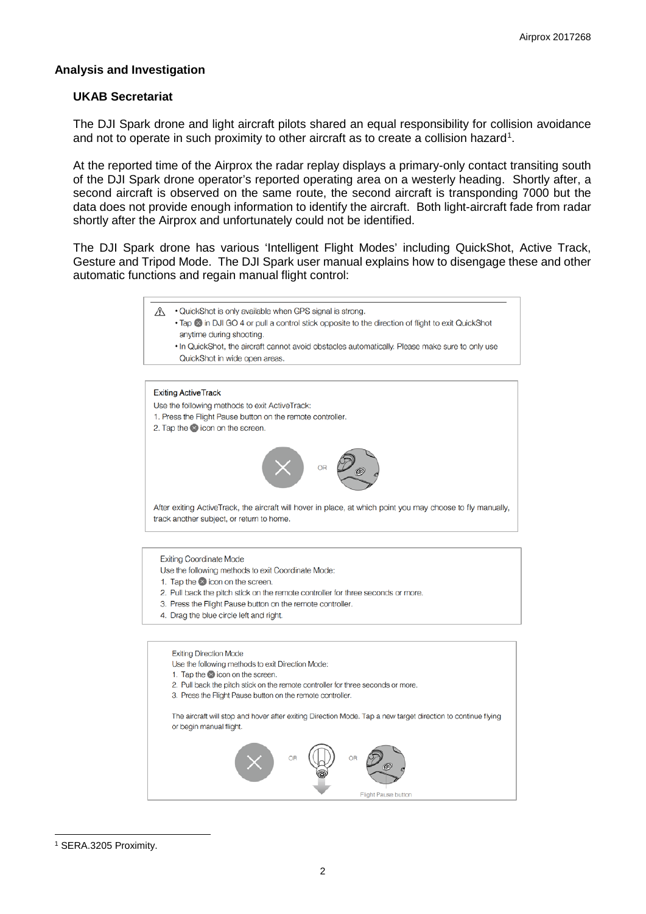## Analysis and Investigation

### UKAB Secretariat

The DJI Spark drone and light aircraft pilots shared an equal responsibility for collision avoidance and not to operate in such proximity to other aircraft as to create a collision hazard[1].

At the reported time of the Airprox the radar replay displays a primary-only contact transiting south of the DJI Spark drone operator's reported operating area on a westerly heading. Shortly after, a second aircraft is observed on the same route, the second aircraft is transponding 7000 but the data does not provide enough information to identify the aircraft. Both light-aircraft fade from radar shortly after the Airprox and unfortunately could not be identified.

The DJI Spark drone has various 'Intelligent Flight Modes' including QuickShot, Active Track, Gesture and Tripod Mode. The DJI Spark user manual explains how to disengage these and other automatic functions and regain manual flight control:

> ⚠ • QuickShot is only available when GPS signal is strong.
> • Tap ⊗ in DJI GO 4 or pull a control stick opposite to the direction of flight to exit QuickShot anytime during shooting.
> • In QuickShot, the aircraft cannot avoid obstacles automatically. Please make sure to only use QuickShot in wide open areas.

> Exiting ActiveTrack
> Use the following methods to exit ActiveTrack:
> 1. Press the Flight Pause button on the remote controller.
> 2. Tap the ⊗ icon on the screen.
>
> OR
>
> After exiting ActiveTrack, the aircraft will hover in place, at which point you may choose to fly manually, track another subject, or return to home.

> Exiting Coordinate Mode
> Use the following methods to exit Coordinate Mode:
> 1. Tap the ⊗ icon on the screen.
> 2. Pull back the pitch stick on the remote controller for three seconds or more.
> 3. Press the Flight Pause button on the remote controller.
> 4. Drag the blue circle left and right.

> Exiting Direction Mode
> Use the following methods to exit Direction Mode:
> 1. Tap the ⊗ icon on the screen.
> 2. Pull back the pitch stick on the remote controller for three seconds or more.
> 3. Press the Flight Pause button on the remote controller.
>
> The aircraft will stop and hover after exiting Direction Mode. Tap a new target direction to continue flying or begin manual flight.
>
> OR OR
>
> Flight Pause button

---

[1] SERA.3205 Proximity.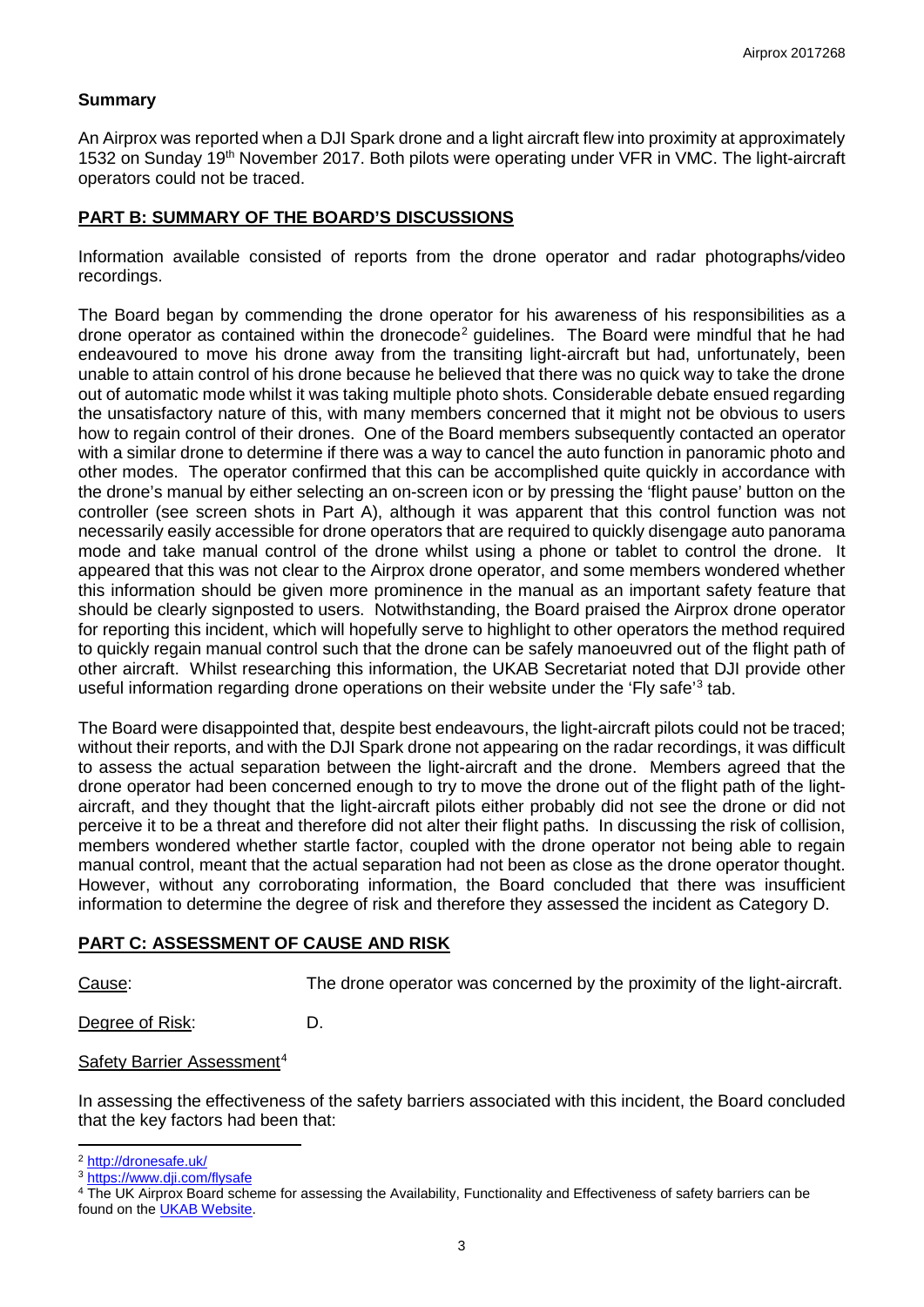### Summary

An Airprox was reported when a DJI Spark drone and a light aircraft flew into proximity at approximately 1532 on Sunday 19th November 2017. Both pilots were operating under VFR in VMC. The light-aircraft operators could not be traced.

## PART B: SUMMARY OF THE BOARD'S DISCUSSIONS

Information available consisted of reports from the drone operator and radar photographs/video recordings.

The Board began by commending the drone operator for his awareness of his responsibilities as a drone operator as contained within the dronecode[2] guidelines. The Board were mindful that he had endeavoured to move his drone away from the transiting light-aircraft but had, unfortunately, been unable to attain control of his drone because he believed that there was no quick way to take the drone out of automatic mode whilst it was taking multiple photo shots. Considerable debate ensued regarding the unsatisfactory nature of this, with many members concerned that it might not be obvious to users how to regain control of their drones. One of the Board members subsequently contacted an operator with a similar drone to determine if there was a way to cancel the auto function in panoramic photo and other modes. The operator confirmed that this can be accomplished quite quickly in accordance with the drone's manual by either selecting an on-screen icon or by pressing the 'flight pause' button on the controller (see screen shots in Part A), although it was apparent that this control function was not necessarily easily accessible for drone operators that are required to quickly disengage auto panorama mode and take manual control of the drone whilst using a phone or tablet to control the drone. It appeared that this was not clear to the Airprox drone operator, and some members wondered whether this information should be given more prominence in the manual as an important safety feature that should be clearly signposted to users. Notwithstanding, the Board praised the Airprox drone operator for reporting this incident, which will hopefully serve to highlight to other operators the method required to quickly regain manual control such that the drone can be safely manoeuvred out of the flight path of other aircraft. Whilst researching this information, the UKAB Secretariat noted that DJI provide other useful information regarding drone operations on their website under the 'Fly safe'[3] tab.

The Board were disappointed that, despite best endeavours, the light-aircraft pilots could not be traced; without their reports, and with the DJI Spark drone not appearing on the radar recordings, it was difficult to assess the actual separation between the light-aircraft and the drone. Members agreed that the drone operator had been concerned enough to try to move the drone out of the flight path of the light-aircraft, and they thought that the light-aircraft pilots either probably did not see the drone or did not perceive it to be a threat and therefore did not alter their flight paths. In discussing the risk of collision, members wondered whether startle factor, coupled with the drone operator not being able to regain manual control, meant that the actual separation had not been as close as the drone operator thought. However, without any corroborating information, the Board concluded that there was insufficient information to determine the degree of risk and therefore they assessed the incident as Category D.

## PART C: ASSESSMENT OF CAUSE AND RISK

Cause: The drone operator was concerned by the proximity of the light-aircraft.

Degree of Risk: D.

Safety Barrier Assessment[4]

In assessing the effectiveness of the safety barriers associated with this incident, the Board concluded that the key factors had been that:

---

[2] http://dronesafe.uk/

[3] https://www.dji.com/flysafe

[4] The UK Airprox Board scheme for assessing the Availability, Functionality and Effectiveness of safety barriers can be found on the UKAB Website.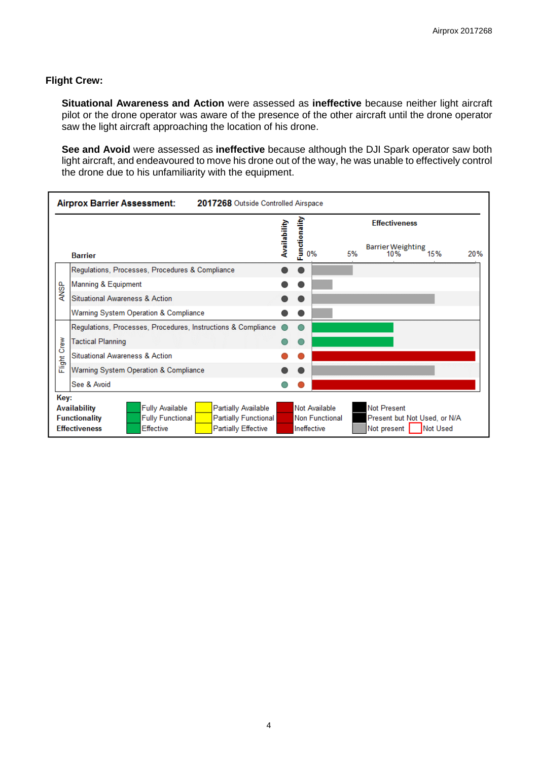**Flight Crew:**

**Situational Awareness and Action** were assessed as **ineffective** because neither light aircraft pilot or the drone operator was aware of the presence of the other aircraft until the drone operator saw the light aircraft approaching the location of his drone.

**See and Avoid** were assessed as **ineffective** because although the DJI Spark operator saw both light aircraft, and endeavoured to move his drone out of the way, he was unable to effectively control the drone due to his unfamiliarity with the equipment.

**Airprox Barrier Assessment:** **2017268** Outside Controlled Airspace

Barrier

Availability

Functionality

Effectiveness

Barrier Weighting

0%
5%
10%
15%
20%

ANSP
Regulations, Processes, Procedures & Compliance
Manning & Equipment
Situational Awareness & Action
Warning System Operation & Compliance

Flight Crew
Regulations, Processes, Procedures, Instructions & Compliance
Tactical Planning
Situational Awareness & Action
Warning System Operation & Compliance
See & Avoid

**Key:**

**Availability** Fully Available, Partially Available, Not Available, Not Present

**Functionality** Fully Functional, Partially Functional, Non Functional, Present but Not Used, or N/A

**Effectiveness** Effective, Partially Effective, Ineffective, Not present, Not Used